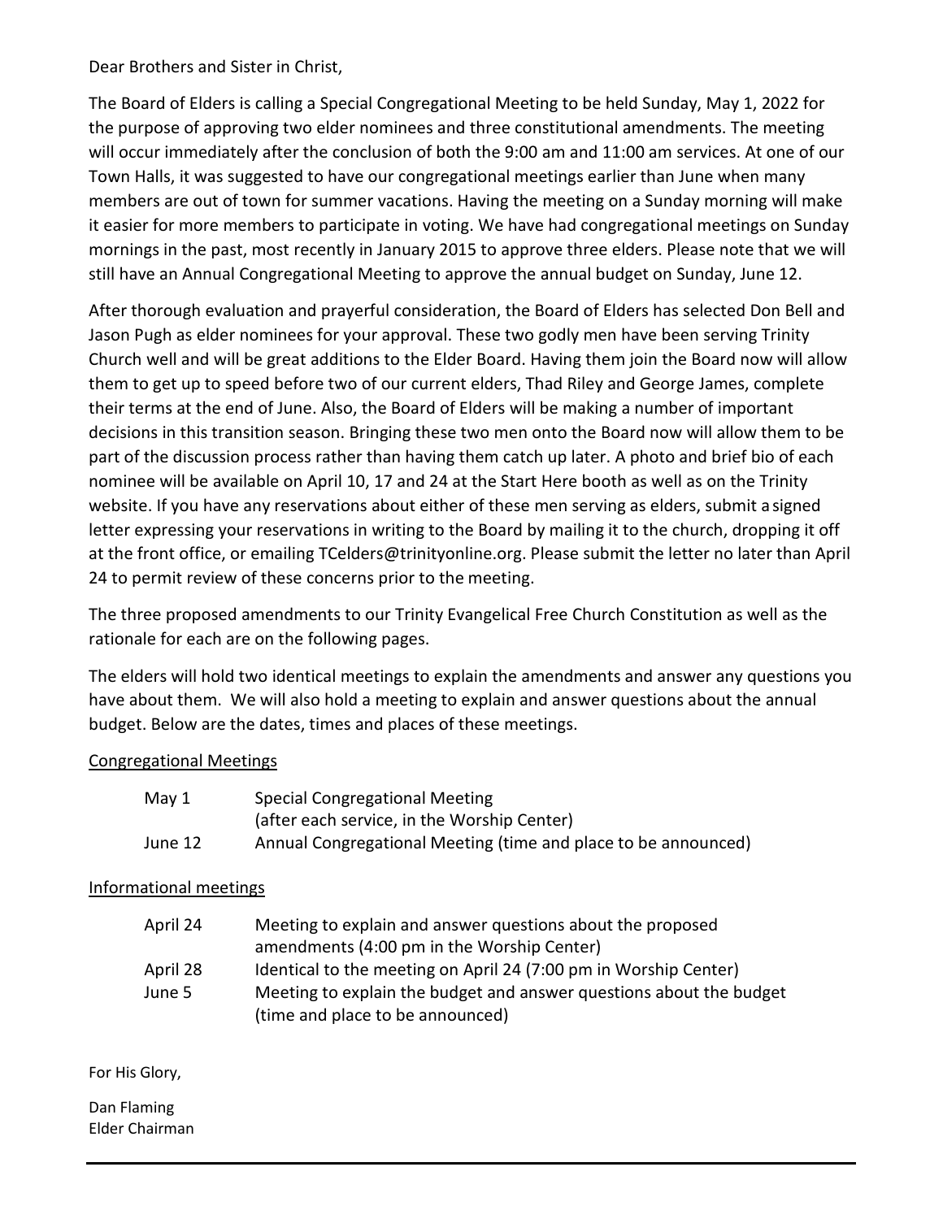Dear Brothers and Sister in Christ,

The Board of Elders is calling a Special Congregational Meeting to be held Sunday, May 1, 2022 for the purpose of approving two elder nominees and three constitutional amendments. The meeting will occur immediately after the conclusion of both the 9:00 am and 11:00 am services. At one of our Town Halls, it was suggested to have our congregational meetings earlier than June when many members are out of town for summer vacations. Having the meeting on a Sunday morning will make it easier for more members to participate in voting. We have had congregational meetings on Sunday mornings in the past, most recently in January 2015 to approve three elders. Please note that we will still have an Annual Congregational Meeting to approve the annual budget on Sunday, June 12.

After thorough evaluation and prayerful consideration, the Board of Elders has selected Don Bell and Jason Pugh as elder nominees for your approval. These two godly men have been serving Trinity Church well and will be great additions to the Elder Board. Having them join the Board now will allow them to get up to speed before two of our current elders, Thad Riley and George James, complete their terms at the end of June. Also, the Board of Elders will be making a number of important decisions in this transition season. Bringing these two men onto the Board now will allow them to be part of the discussion process rather than having them catch up later. A photo and brief bio of each nominee will be available on April 10, 17 and 24 at the Start Here booth as well as on the Trinity website. If you have any reservations about either of these men serving as elders, submit a signed letter expressing your reservations in writing to the Board by mailing it to the church, dropping it off at the front office, or emailing TCelders@trinityonline.org. Please submit the letter no later than April 24 to permit review of these concerns prior to the meeting.

The three proposed amendments to our Trinity Evangelical Free Church Constitution as well as the rationale for each are on the following pages.

The elders will hold two identical meetings to explain the amendments and answer any questions you have about them. We will also hold a meeting to explain and answer questions about the annual budget. Below are the dates, times and places of these meetings.

<u>Congregational Meetings</u>

| | |
|---|---|
| May 1 | Special Congregational Meeting (after each service, in the Worship Center) |
| June 12 | Annual Congregational Meeting (time and place to be announced) |

<u>Informational meetings</u>

| | |
|---|---|
| April 24 | Meeting to explain and answer questions about the proposed amendments (4:00 pm in the Worship Center) |
| April 28 | Identical to the meeting on April 24 (7:00 pm in Worship Center) |
| June 5 | Meeting to explain the budget and answer questions about the budget (time and place to be announced) |

For His Glory,

Dan Flaming
Elder Chairman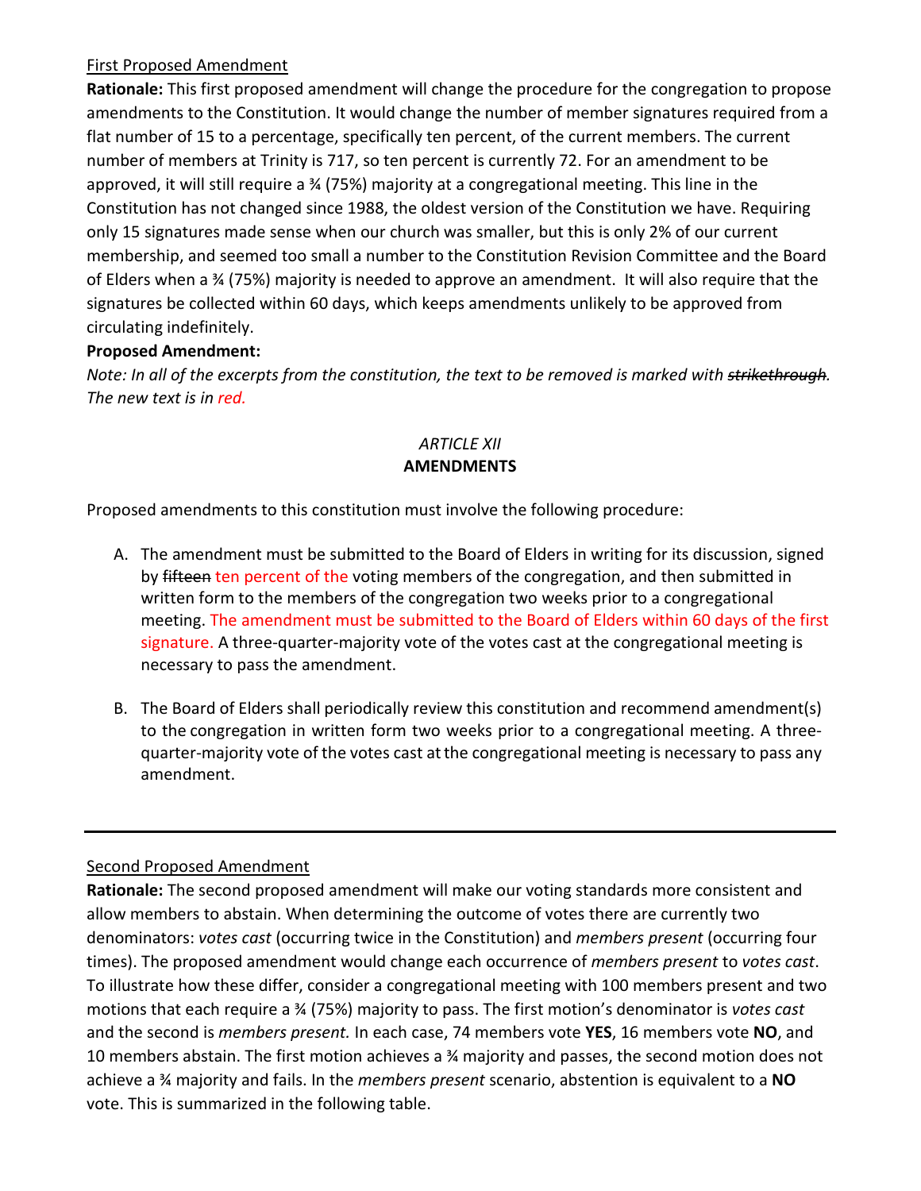First Proposed Amendment

**Rationale:** This first proposed amendment will change the procedure for the congregation to propose amendments to the Constitution. It would change the number of member signatures required from a flat number of 15 to a percentage, specifically ten percent, of the current members. The current number of members at Trinity is 717, so ten percent is currently 72. For an amendment to be approved, it will still require a ¾ (75%) majority at a congregational meeting. This line in the Constitution has not changed since 1988, the oldest version of the Constitution we have. Requiring only 15 signatures made sense when our church was smaller, but this is only 2% of our current membership, and seemed too small a number to the Constitution Revision Committee and the Board of Elders when a ¾ (75%) majority is needed to approve an amendment. It will also require that the signatures be collected within 60 days, which keeps amendments unlikely to be approved from circulating indefinitely.

**Proposed Amendment:**

*Note: In all of the excerpts from the constitution, the text to be removed is marked with ~~strikethrough~~. The new text is in red.*

*ARTICLE XII*

**AMENDMENTS**

Proposed amendments to this constitution must involve the following procedure:

A. The amendment must be submitted to the Board of Elders in writing for its discussion, signed by ~~fifteen~~ ten percent of the voting members of the congregation, and then submitted in written form to the members of the congregation two weeks prior to a congregational meeting. The amendment must be submitted to the Board of Elders within 60 days of the first signature. A three-quarter-majority vote of the votes cast at the congregational meeting is necessary to pass the amendment.

B. The Board of Elders shall periodically review this constitution and recommend amendment(s) to the congregation in written form two weeks prior to a congregational meeting. A three-quarter-majority vote of the votes cast at the congregational meeting is necessary to pass any amendment.

---

Second Proposed Amendment

**Rationale:** The second proposed amendment will make our voting standards more consistent and allow members to abstain. When determining the outcome of votes there are currently two denominators: *votes cast* (occurring twice in the Constitution) and *members present* (occurring four times). The proposed amendment would change each occurrence of *members present* to *votes cast*. To illustrate how these differ, consider a congregational meeting with 100 members present and two motions that each require a ¾ (75%) majority to pass. The first motion's denominator is *votes cast* and the second is *members present.* In each case, 74 members vote **YES**, 16 members vote **NO**, and 10 members abstain. The first motion achieves a ¾ majority and passes, the second motion does not achieve a ¾ majority and fails. In the *members present* scenario, abstention is equivalent to a **NO** vote. This is summarized in the following table.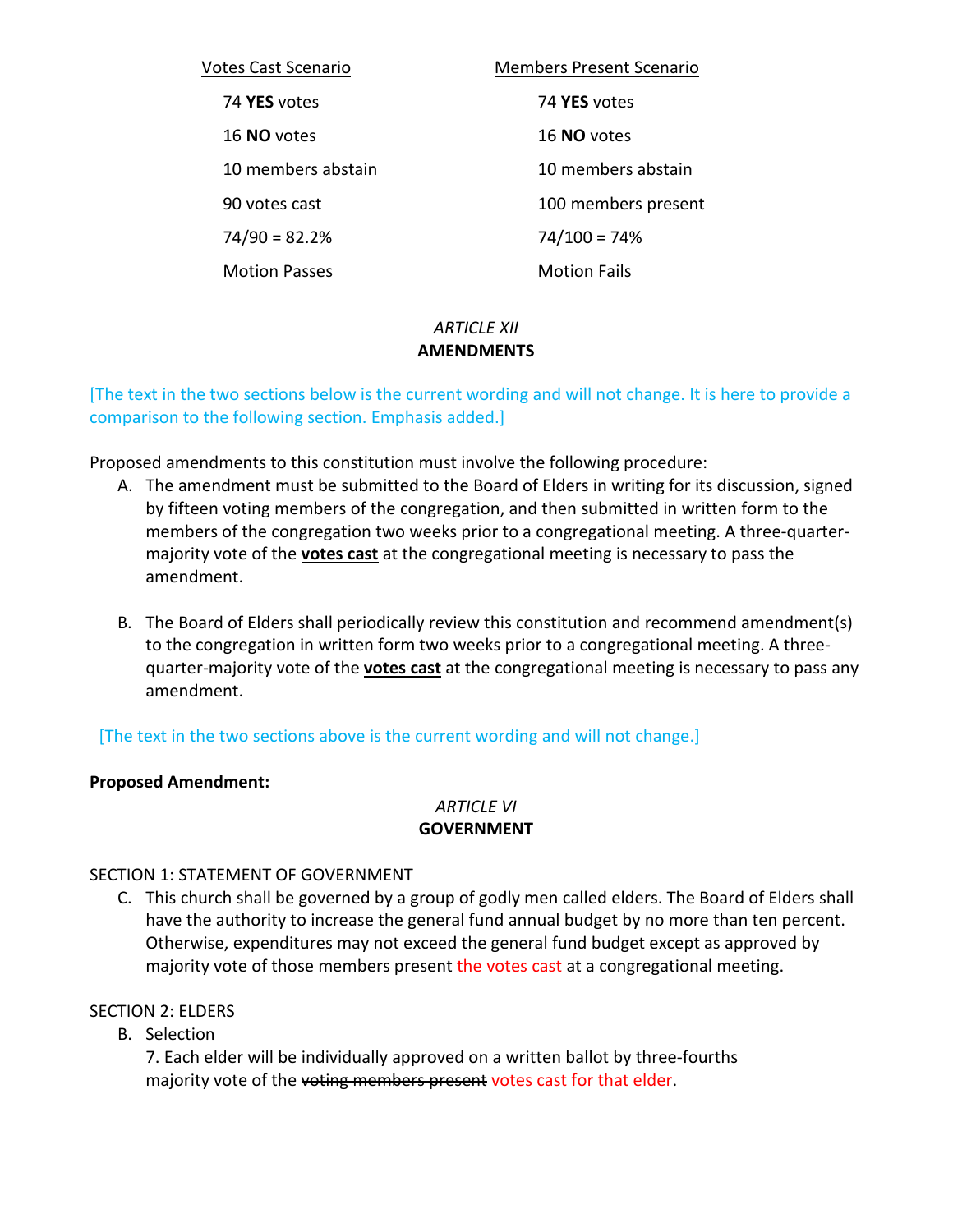| Votes Cast Scenario | Members Present Scenario |
|---|---|
| 74 **YES** votes | 74 **YES** votes |
| 16 **NO** votes | 16 **NO** votes |
| 10 members abstain | 10 members abstain |
| 90 votes cast | 100 members present |
| 74/90 = 82.2% | 74/100 = 74% |
| Motion Passes | Motion Fails |

*ARTICLE XII*
**AMENDMENTS**

[The text in the two sections below is the current wording and will not change. It is here to provide a comparison to the following section. Emphasis added.]

Proposed amendments to this constitution must involve the following procedure:

A. The amendment must be submitted to the Board of Elders in writing for its discussion, signed by fifteen voting members of the congregation, and then submitted in written form to the members of the congregation two weeks prior to a congregational meeting. A three-quarter-majority vote of the **votes cast** at the congregational meeting is necessary to pass the amendment.

B. The Board of Elders shall periodically review this constitution and recommend amendment(s) to the congregation in written form two weeks prior to a congregational meeting. A three-quarter-majority vote of the **votes cast** at the congregational meeting is necessary to pass any amendment.

[The text in the two sections above is the current wording and will not change.]

**Proposed Amendment:**

*ARTICLE VI*
**GOVERNMENT**

SECTION 1: STATEMENT OF GOVERNMENT

C. This church shall be governed by a group of godly men called elders. The Board of Elders shall have the authority to increase the general fund annual budget by no more than ten percent. Otherwise, expenditures may not exceed the general fund budget except as approved by majority vote of ~~those members present~~ the votes cast at a congregational meeting.

SECTION 2: ELDERS

B. Selection

7. Each elder will be individually approved on a written ballot by three-fourths majority vote of the ~~voting members present~~ votes cast for that elder.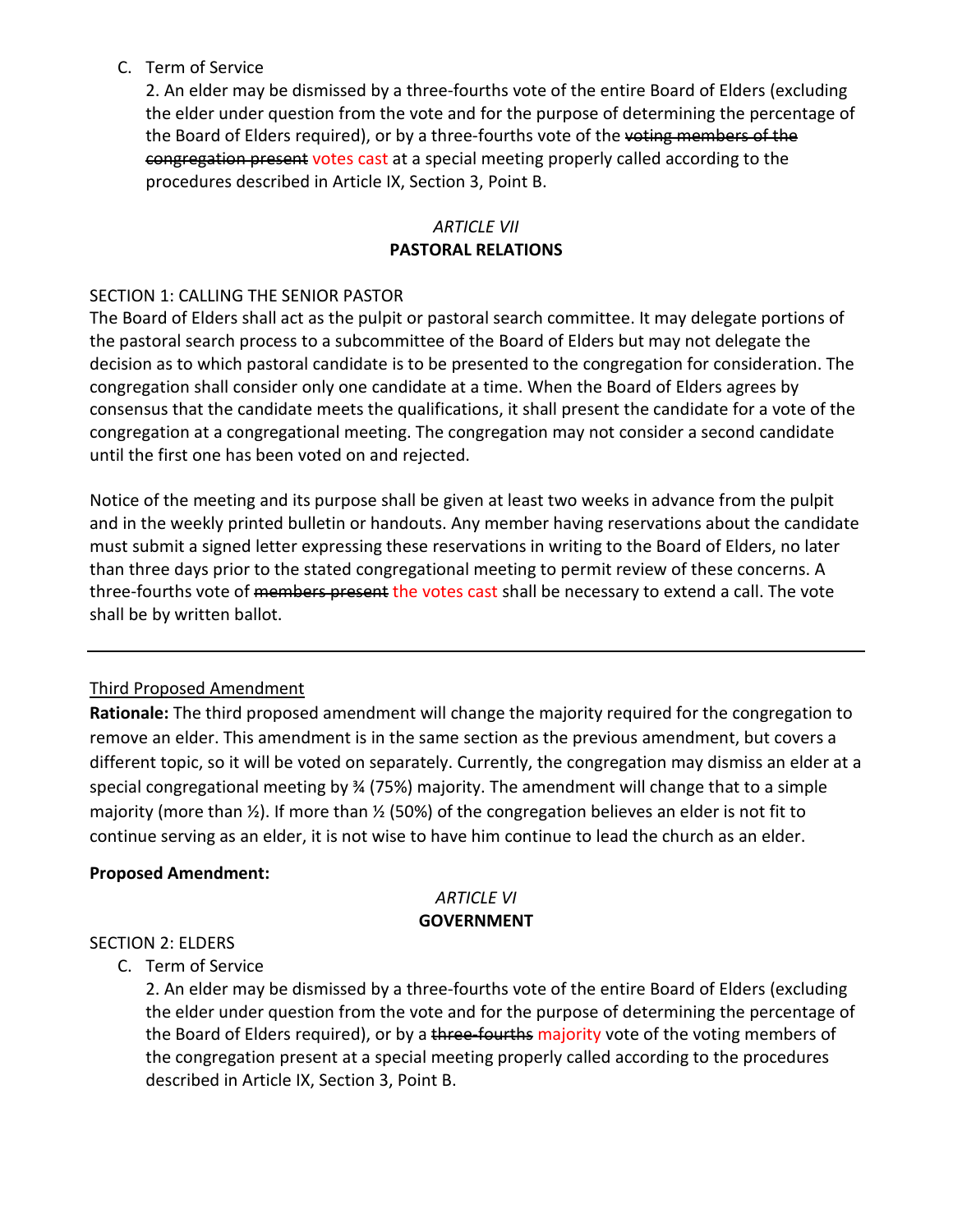C. Term of Service

2. An elder may be dismissed by a three-fourths vote of the entire Board of Elders (excluding the elder under question from the vote and for the purpose of determining the percentage of the Board of Elders required), or by a three-fourths vote of the ~~voting members of the congregation present~~ votes cast at a special meeting properly called according to the procedures described in Article IX, Section 3, Point B.

*ARTICLE VII*
**PASTORAL RELATIONS**

SECTION 1: CALLING THE SENIOR PASTOR

The Board of Elders shall act as the pulpit or pastoral search committee. It may delegate portions of the pastoral search process to a subcommittee of the Board of Elders but may not delegate the decision as to which pastoral candidate is to be presented to the congregation for consideration. The congregation shall consider only one candidate at a time. When the Board of Elders agrees by consensus that the candidate meets the qualifications, it shall present the candidate for a vote of the congregation at a congregational meeting. The congregation may not consider a second candidate until the first one has been voted on and rejected.

Notice of the meeting and its purpose shall be given at least two weeks in advance from the pulpit and in the weekly printed bulletin or handouts. Any member having reservations about the candidate must submit a signed letter expressing these reservations in writing to the Board of Elders, no later than three days prior to the stated congregational meeting to permit review of these concerns. A three-fourths vote of ~~members present~~ the votes cast shall be necessary to extend a call. The vote shall be by written ballot.

---

<u>Third Proposed Amendment</u>

**Rationale:** The third proposed amendment will change the majority required for the congregation to remove an elder. This amendment is in the same section as the previous amendment, but covers a different topic, so it will be voted on separately. Currently, the congregation may dismiss an elder at a special congregational meeting by ¾ (75%) majority. The amendment will change that to a simple majority (more than ½). If more than ½ (50%) of the congregation believes an elder is not fit to continue serving as an elder, it is not wise to have him continue to lead the church as an elder.

**Proposed Amendment:**

*ARTICLE VI*
**GOVERNMENT**

SECTION 2: ELDERS

C. Term of Service

2. An elder may be dismissed by a three-fourths vote of the entire Board of Elders (excluding the elder under question from the vote and for the purpose of determining the percentage of the Board of Elders required), or by a ~~three-fourths~~ majority vote of the voting members of the congregation present at a special meeting properly called according to the procedures described in Article IX, Section 3, Point B.